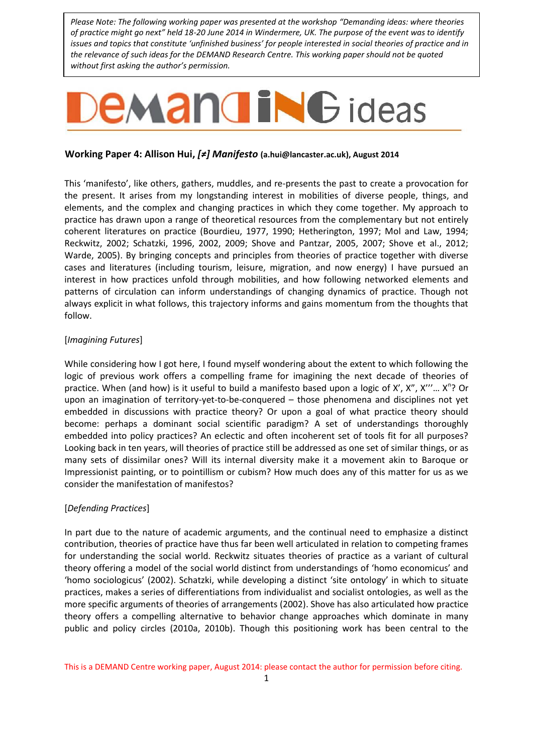*Please Note: The following working paper was presented at the workshop "Demanding ideas: where theories of practice might go next" held 18-20 June 2014 in Windermere, UK. The purpose of the event was to identify issues and topics that constitute 'unfinished business' for people interested in social theories of practice and in the relevance of such ideas for the DEMAND Research Centre. This working paper should not be quoted without first asking the author's permission.*

# DEMANDING ideas

**Working Paper 4: Allison Hui, *[≠] Manifesto* (a.hui@lancaster.ac.uk), August 2014**

This 'manifesto', like others, gathers, muddles, and re-presents the past to create a provocation for the present. It arises from my longstanding interest in mobilities of diverse people, things, and elements, and the complex and changing practices in which they come together. My approach to practice has drawn upon a range of theoretical resources from the complementary but not entirely coherent literatures on practice (Bourdieu, 1977, 1990; Hetherington, 1997; Mol and Law, 1994; Reckwitz, 2002; Schatzki, 1996, 2002, 2009; Shove and Pantzar, 2005, 2007; Shove et al., 2012; Warde, 2005). By bringing concepts and principles from theories of practice together with diverse cases and literatures (including tourism, leisure, migration, and now energy) I have pursued an interest in how practices unfold through mobilities, and how following networked elements and patterns of circulation can inform understandings of changing dynamics of practice. Though not always explicit in what follows, this trajectory informs and gains momentum from the thoughts that follow.

[*Imagining Futures*]

While considering how I got here, I found myself wondering about the extent to which following the logic of previous work offers a compelling frame for imagining the next decade of theories of practice. When (and how) is it useful to build a manifesto based upon a logic of X', X", X'''… $X^n$? Or upon an imagination of territory-yet-to-be-conquered – those phenomena and disciplines not yet embedded in discussions with practice theory? Or upon a goal of what practice theory should become: perhaps a dominant social scientific paradigm? A set of understandings thoroughly embedded into policy practices? An eclectic and often incoherent set of tools fit for all purposes? Looking back in ten years, will theories of practice still be addressed as one set of similar things, or as many sets of dissimilar ones? Will its internal diversity make it a movement akin to Baroque or Impressionist painting, or to pointillism or cubism? How much does any of this matter for us as we consider the manifestation of manifestos?

[*Defending Practices*]

In part due to the nature of academic arguments, and the continual need to emphasize a distinct contribution, theories of practice have thus far been well articulated in relation to competing frames for understanding the social world. Reckwitz situates theories of practice as a variant of cultural theory offering a model of the social world distinct from understandings of 'homo economicus' and 'homo sociologicus' (2002). Schatzki, while developing a distinct 'site ontology' in which to situate practices, makes a series of differentiations from individualist and socialist ontologies, as well as the more specific arguments of theories of arrangements (2002). Shove has also articulated how practice theory offers a compelling alternative to behavior change approaches which dominate in many public and policy circles (2010a, 2010b). Though this positioning work has been central to the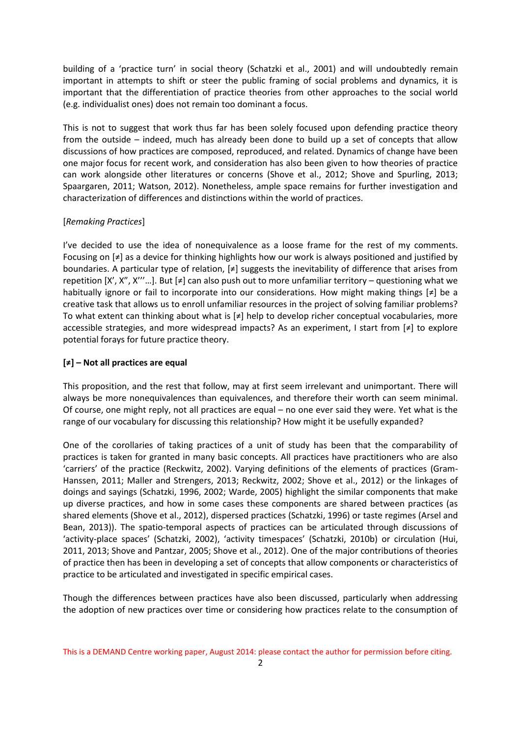building of a 'practice turn' in social theory (Schatzki et al., 2001) and will undoubtedly remain important in attempts to shift or steer the public framing of social problems and dynamics, it is important that the differentiation of practice theories from other approaches to the social world (e.g. individualist ones) does not remain too dominant a focus.

This is not to suggest that work thus far has been solely focused upon defending practice theory from the outside – indeed, much has already been done to build up a set of concepts that allow discussions of how practices are composed, reproduced, and related. Dynamics of change have been one major focus for recent work, and consideration has also been given to how theories of practice can work alongside other literatures or concerns (Shove et al., 2012; Shove and Spurling, 2013; Spaargaren, 2011; Watson, 2012). Nonetheless, ample space remains for further investigation and characterization of differences and distinctions within the world of practices.

[*Remaking Practices*]

I've decided to use the idea of nonequivalence as a loose frame for the rest of my comments. Focusing on [≠] as a device for thinking highlights how our work is always positioned and justified by boundaries. A particular type of relation, [≠] suggests the inevitability of difference that arises from repetition [X', X", X'''…]. But [≠] can also push out to more unfamiliar territory – questioning what we habitually ignore or fail to incorporate into our considerations. How might making things [≠] be a creative task that allows us to enroll unfamiliar resources in the project of solving familiar problems? To what extent can thinking about what is [≠] help to develop richer conceptual vocabularies, more accessible strategies, and more widespread impacts? As an experiment, I start from [≠] to explore potential forays for future practice theory.

**[≠] – Not all practices are equal**

This proposition, and the rest that follow, may at first seem irrelevant and unimportant. There will always be more nonequivalences than equivalences, and therefore their worth can seem minimal. Of course, one might reply, not all practices are equal – no one ever said they were. Yet what is the range of our vocabulary for discussing this relationship? How might it be usefully expanded?

One of the corollaries of taking practices of a unit of study has been that the comparability of practices is taken for granted in many basic concepts. All practices have practitioners who are also 'carriers' of the practice (Reckwitz, 2002). Varying definitions of the elements of practices (Gram-Hanssen, 2011; Maller and Strengers, 2013; Reckwitz, 2002; Shove et al., 2012) or the linkages of doings and sayings (Schatzki, 1996, 2002; Warde, 2005) highlight the similar components that make up diverse practices, and how in some cases these components are shared between practices (as shared elements (Shove et al., 2012), dispersed practices (Schatzki, 1996) or taste regimes (Arsel and Bean, 2013)). The spatio-temporal aspects of practices can be articulated through discussions of 'activity-place spaces' (Schatzki, 2002), 'activity timespaces' (Schatzki, 2010b) or circulation (Hui, 2011, 2013; Shove and Pantzar, 2005; Shove et al., 2012). One of the major contributions of theories of practice then has been in developing a set of concepts that allow components or characteristics of practice to be articulated and investigated in specific empirical cases.

Though the differences between practices have also been discussed, particularly when addressing the adoption of new practices over time or considering how practices relate to the consumption of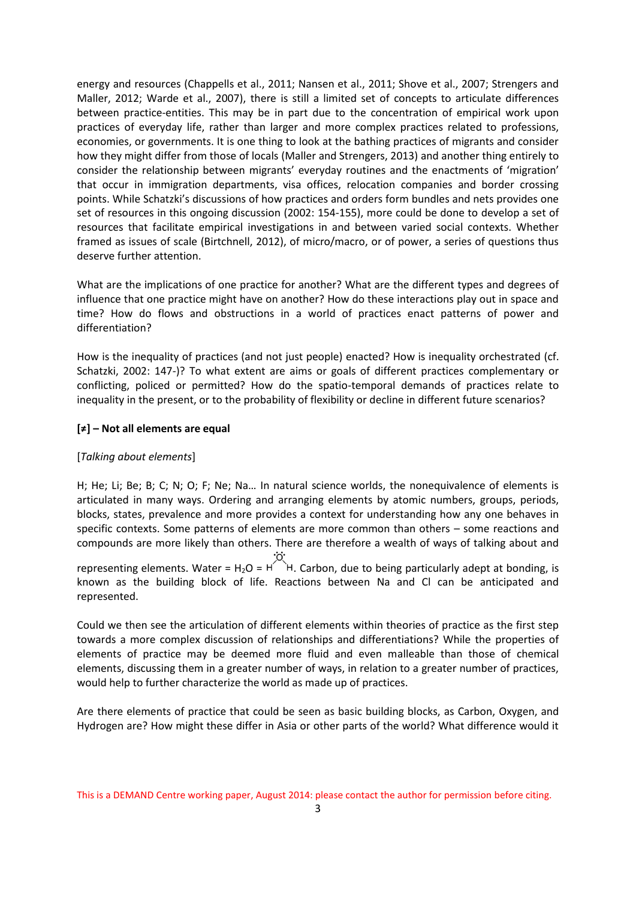energy and resources (Chappells et al., 2011; Nansen et al., 2011; Shove et al., 2007; Strengers and Maller, 2012; Warde et al., 2007), there is still a limited set of concepts to articulate differences between practice-entities. This may be in part due to the concentration of empirical work upon practices of everyday life, rather than larger and more complex practices related to professions, economies, or governments. It is one thing to look at the bathing practices of migrants and consider how they might differ from those of locals (Maller and Strengers, 2013) and another thing entirely to consider the relationship between migrants' everyday routines and the enactments of 'migration' that occur in immigration departments, visa offices, relocation companies and border crossing points. While Schatzki's discussions of how practices and orders form bundles and nets provides one set of resources in this ongoing discussion (2002: 154-155), more could be done to develop a set of resources that facilitate empirical investigations in and between varied social contexts. Whether framed as issues of scale (Birtchnell, 2012), of micro/macro, or of power, a series of questions thus deserve further attention.

What are the implications of one practice for another? What are the different types and degrees of influence that one practice might have on another? How do these interactions play out in space and time? How do flows and obstructions in a world of practices enact patterns of power and differentiation?

How is the inequality of practices (and not just people) enacted? How is inequality orchestrated (cf. Schatzki, 2002: 147-)? To what extent are aims or goals of different practices complementary or conflicting, policed or permitted? How do the spatio-temporal demands of practices relate to inequality in the present, or to the probability of flexibility or decline in different future scenarios?

**[≠] – Not all elements are equal**

[*Talking about elements*]

H; He; Li; Be; B; C; N; O; F; Ne; Na… In natural science worlds, the nonequivalence of elements is articulated in many ways. Ordering and arranging elements by atomic numbers, groups, periods, blocks, states, prevalence and more provides a context for understanding how any one behaves in specific contexts. Some patterns of elements are more common than others – some reactions and compounds are more likely than others. There are therefore a wealth of ways of talking about and representing elements. Water = $H_2O$ = H–Ö–H. Carbon, due to being particularly adept at bonding, is known as the building block of life. Reactions between Na and Cl can be anticipated and represented.

Could we then see the articulation of different elements within theories of practice as the first step towards a more complex discussion of relationships and differentiations? While the properties of elements of practice may be deemed more fluid and even malleable than those of chemical elements, discussing them in a greater number of ways, in relation to a greater number of practices, would help to further characterize the world as made up of practices.

Are there elements of practice that could be seen as basic building blocks, as Carbon, Oxygen, and Hydrogen are? How might these differ in Asia or other parts of the world? What difference would it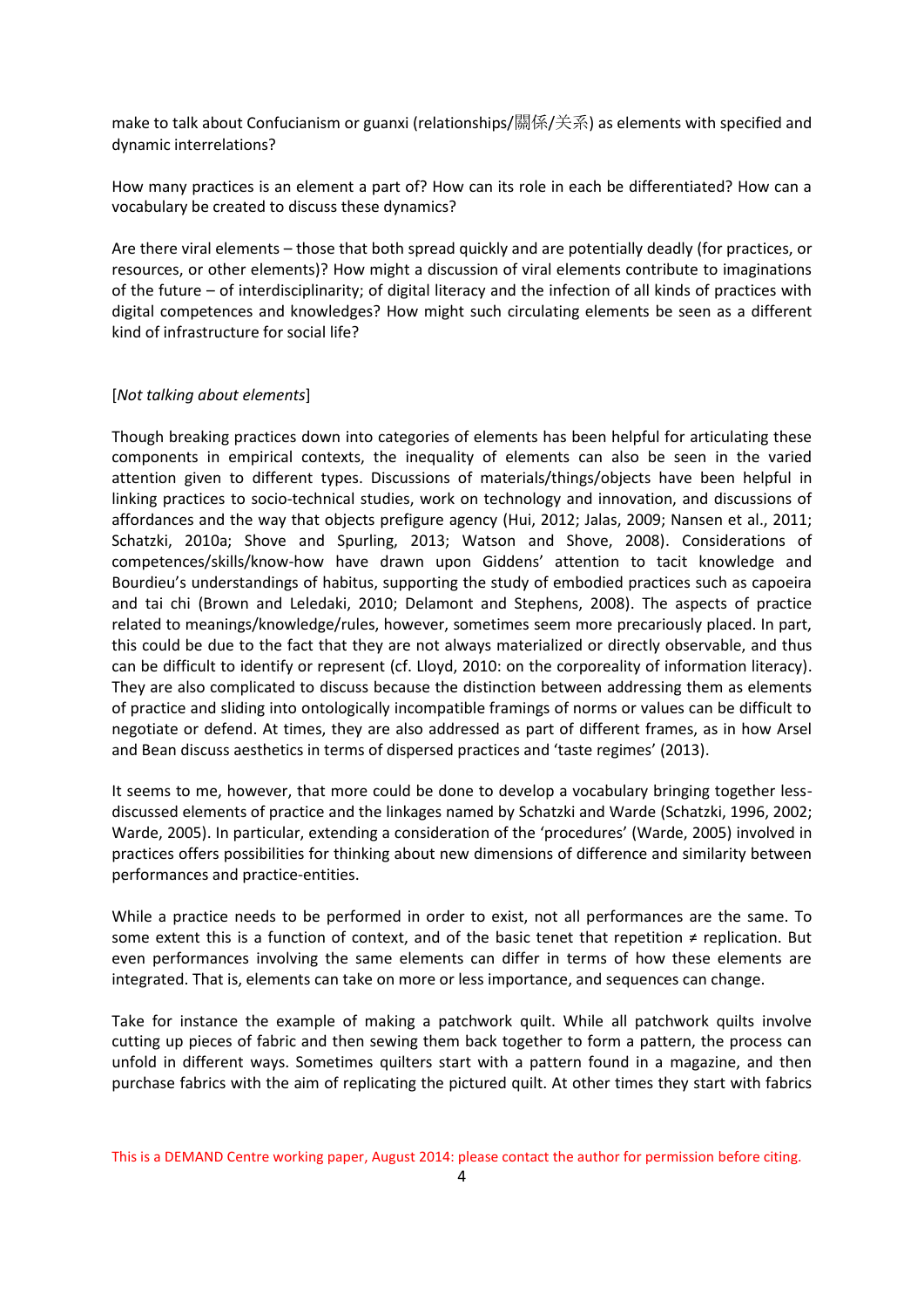make to talk about Confucianism or guanxi (relationships/關係/关系) as elements with specified and dynamic interrelations?

How many practices is an element a part of? How can its role in each be differentiated? How can a vocabulary be created to discuss these dynamics?

Are there viral elements – those that both spread quickly and are potentially deadly (for practices, or resources, or other elements)? How might a discussion of viral elements contribute to imaginations of the future – of interdisciplinarity; of digital literacy and the infection of all kinds of practices with digital competences and knowledges? How might such circulating elements be seen as a different kind of infrastructure for social life?

[*Not talking about elements*]

Though breaking practices down into categories of elements has been helpful for articulating these components in empirical contexts, the inequality of elements can also be seen in the varied attention given to different types. Discussions of materials/things/objects have been helpful in linking practices to socio-technical studies, work on technology and innovation, and discussions of affordances and the way that objects prefigure agency (Hui, 2012; Jalas, 2009; Nansen et al., 2011; Schatzki, 2010a; Shove and Spurling, 2013; Watson and Shove, 2008). Considerations of competences/skills/know-how have drawn upon Giddens' attention to tacit knowledge and Bourdieu's understandings of habitus, supporting the study of embodied practices such as capoeira and tai chi (Brown and Leledaki, 2010; Delamont and Stephens, 2008). The aspects of practice related to meanings/knowledge/rules, however, sometimes seem more precariously placed. In part, this could be due to the fact that they are not always materialized or directly observable, and thus can be difficult to identify or represent (cf. Lloyd, 2010: on the corporeality of information literacy). They are also complicated to discuss because the distinction between addressing them as elements of practice and sliding into ontologically incompatible framings of norms or values can be difficult to negotiate or defend. At times, they are also addressed as part of different frames, as in how Arsel and Bean discuss aesthetics in terms of dispersed practices and 'taste regimes' (2013).

It seems to me, however, that more could be done to develop a vocabulary bringing together less-discussed elements of practice and the linkages named by Schatzki and Warde (Schatzki, 1996, 2002; Warde, 2005). In particular, extending a consideration of the 'procedures' (Warde, 2005) involved in practices offers possibilities for thinking about new dimensions of difference and similarity between performances and practice-entities.

While a practice needs to be performed in order to exist, not all performances are the same. To some extent this is a function of context, and of the basic tenet that repetition ≠ replication. But even performances involving the same elements can differ in terms of how these elements are integrated. That is, elements can take on more or less importance, and sequences can change.

Take for instance the example of making a patchwork quilt. While all patchwork quilts involve cutting up pieces of fabric and then sewing them back together to form a pattern, the process can unfold in different ways. Sometimes quilters start with a pattern found in a magazine, and then purchase fabrics with the aim of replicating the pictured quilt. At other times they start with fabrics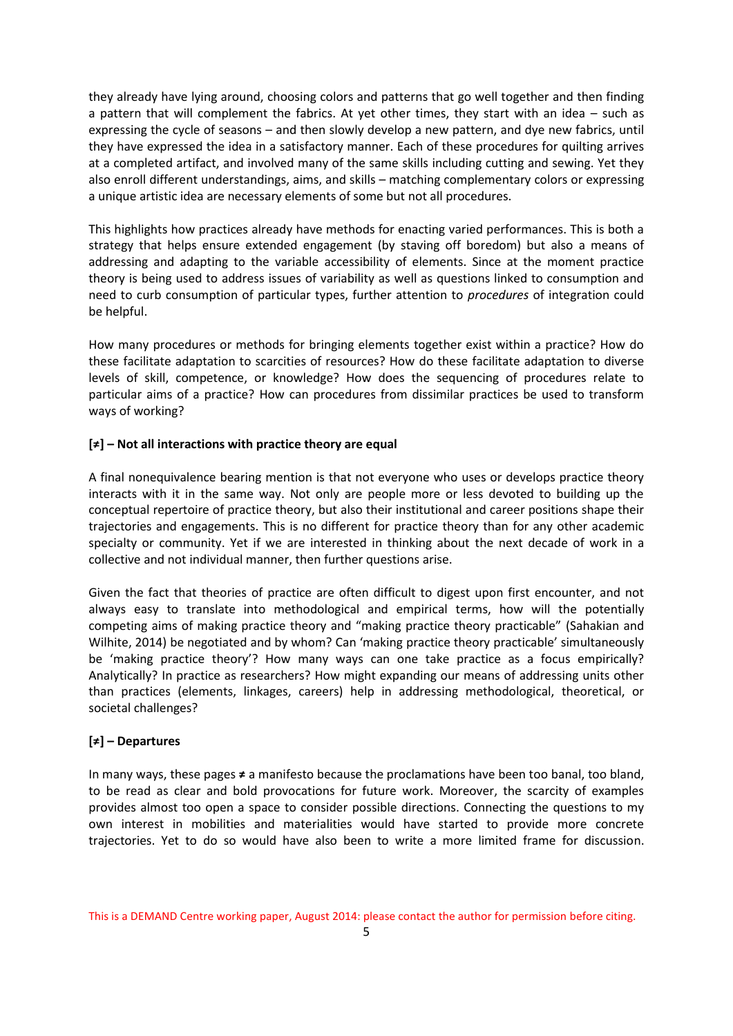they already have lying around, choosing colors and patterns that go well together and then finding a pattern that will complement the fabrics. At yet other times, they start with an idea – such as expressing the cycle of seasons – and then slowly develop a new pattern, and dye new fabrics, until they have expressed the idea in a satisfactory manner. Each of these procedures for quilting arrives at a completed artifact, and involved many of the same skills including cutting and sewing. Yet they also enroll different understandings, aims, and skills – matching complementary colors or expressing a unique artistic idea are necessary elements of some but not all procedures.

This highlights how practices already have methods for enacting varied performances. This is both a strategy that helps ensure extended engagement (by staving off boredom) but also a means of addressing and adapting to the variable accessibility of elements. Since at the moment practice theory is being used to address issues of variability as well as questions linked to consumption and need to curb consumption of particular types, further attention to *procedures* of integration could be helpful.

How many procedures or methods for bringing elements together exist within a practice? How do these facilitate adaptation to scarcities of resources? How do these facilitate adaptation to diverse levels of skill, competence, or knowledge? How does the sequencing of procedures relate to particular aims of a practice? How can procedures from dissimilar practices be used to transform ways of working?

**[≠] – Not all interactions with practice theory are equal**

A final nonequivalence bearing mention is that not everyone who uses or develops practice theory interacts with it in the same way. Not only are people more or less devoted to building up the conceptual repertoire of practice theory, but also their institutional and career positions shape their trajectories and engagements. This is no different for practice theory than for any other academic specialty or community. Yet if we are interested in thinking about the next decade of work in a collective and not individual manner, then further questions arise.

Given the fact that theories of practice are often difficult to digest upon first encounter, and not always easy to translate into methodological and empirical terms, how will the potentially competing aims of making practice theory and "making practice theory practicable" (Sahakian and Wilhite, 2014) be negotiated and by whom? Can 'making practice theory practicable' simultaneously be 'making practice theory'? How many ways can one take practice as a focus empirically? Analytically? In practice as researchers? How might expanding our means of addressing units other than practices (elements, linkages, careers) help in addressing methodological, theoretical, or societal challenges?

**[≠] – Departures**

In many ways, these pages ≠ a manifesto because the proclamations have been too banal, too bland, to be read as clear and bold provocations for future work. Moreover, the scarcity of examples provides almost too open a space to consider possible directions. Connecting the questions to my own interest in mobilities and materialities would have started to provide more concrete trajectories. Yet to do so would have also been to write a more limited frame for discussion.

This is a DEMAND Centre working paper, August 2014: please contact the author for permission before citing.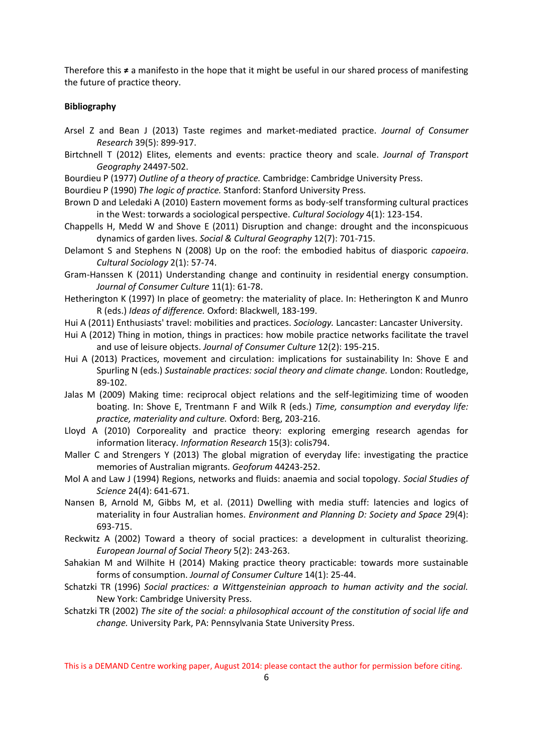Therefore this ≠ a manifesto in the hope that it might be useful in our shared process of manifesting the future of practice theory.

**Bibliography**

Arsel Z and Bean J (2013) Taste regimes and market-mediated practice. *Journal of Consumer Research* 39(5): 899-917.

Birtchnell T (2012) Elites, elements and events: practice theory and scale. *Journal of Transport Geography* 24497-502.

Bourdieu P (1977) *Outline of a theory of practice.* Cambridge: Cambridge University Press.

Bourdieu P (1990) *The logic of practice.* Stanford: Stanford University Press.

Brown D and Leledaki A (2010) Eastern movement forms as body-self transforming cultural practices in the West: towards a sociological perspective. *Cultural Sociology* 4(1): 123-154.

Chappells H, Medd W and Shove E (2011) Disruption and change: drought and the inconspicuous dynamics of garden lives. *Social & Cultural Geography* 12(7): 701-715.

Delamont S and Stephens N (2008) Up on the roof: the embodied habitus of diasporic *capoeira*. *Cultural Sociology* 2(1): 57-74.

Gram-Hanssen K (2011) Understanding change and continuity in residential energy consumption. *Journal of Consumer Culture* 11(1): 61-78.

Hetherington K (1997) In place of geometry: the materiality of place. In: Hetherington K and Munro R (eds.) *Ideas of difference.* Oxford: Blackwell, 183-199.

Hui A (2011) Enthusiasts' travel: mobilities and practices. *Sociology.* Lancaster: Lancaster University.

Hui A (2012) Thing in motion, things in practices: how mobile practice networks facilitate the travel and use of leisure objects. *Journal of Consumer Culture* 12(2): 195-215.

Hui A (2013) Practices, movement and circulation: implications for sustainability In: Shove E and Spurling N (eds.) *Sustainable practices: social theory and climate change.* London: Routledge, 89-102.

Jalas M (2009) Making time: reciprocal object relations and the self-legitimizing time of wooden boating. In: Shove E, Trentmann F and Wilk R (eds.) *Time, consumption and everyday life: practice, materiality and culture.* Oxford: Berg, 203-216.

Lloyd A (2010) Corporeality and practice theory: exploring emerging research agendas for information literacy. *Information Research* 15(3): colis794.

Maller C and Strengers Y (2013) The global migration of everyday life: investigating the practice memories of Australian migrants. *Geoforum* 44243-252.

Mol A and Law J (1994) Regions, networks and fluids: anaemia and social topology. *Social Studies of Science* 24(4): 641-671.

Nansen B, Arnold M, Gibbs M, et al. (2011) Dwelling with media stuff: latencies and logics of materiality in four Australian homes. *Environment and Planning D: Society and Space* 29(4): 693-715.

Reckwitz A (2002) Toward a theory of social practices: a development in culturalist theorizing. *European Journal of Social Theory* 5(2): 243-263.

Sahakian M and Wilhite H (2014) Making practice theory practicable: towards more sustainable forms of consumption. *Journal of Consumer Culture* 14(1): 25-44.

Schatzki TR (1996) *Social practices: a Wittgensteinian approach to human activity and the social.* New York: Cambridge University Press.

Schatzki TR (2002) *The site of the social: a philosophical account of the constitution of social life and change.* University Park, PA: Pennsylvania State University Press.

This is a DEMAND Centre working paper, August 2014: please contact the author for permission before citing.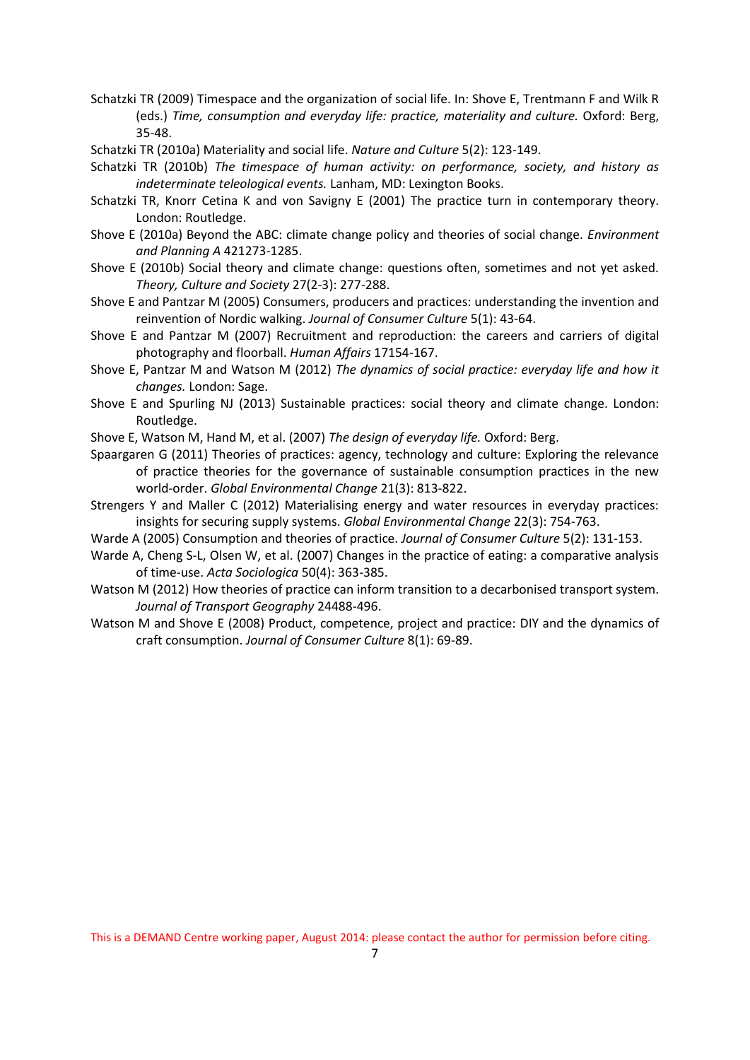Schatzki TR (2009) Timespace and the organization of social life. In: Shove E, Trentmann F and Wilk R (eds.) *Time, consumption and everyday life: practice, materiality and culture.* Oxford: Berg, 35-48.

Schatzki TR (2010a) Materiality and social life. *Nature and Culture* 5(2): 123-149.

Schatzki TR (2010b) *The timespace of human activity: on performance, society, and history as indeterminate teleological events.* Lanham, MD: Lexington Books.

Schatzki TR, Knorr Cetina K and von Savigny E (2001) The practice turn in contemporary theory. London: Routledge.

Shove E (2010a) Beyond the ABC: climate change policy and theories of social change. *Environment and Planning A* 421273-1285.

Shove E (2010b) Social theory and climate change: questions often, sometimes and not yet asked. *Theory, Culture and Society* 27(2-3): 277-288.

Shove E and Pantzar M (2005) Consumers, producers and practices: understanding the invention and reinvention of Nordic walking. *Journal of Consumer Culture* 5(1): 43-64.

Shove E and Pantzar M (2007) Recruitment and reproduction: the careers and carriers of digital photography and floorball. *Human Affairs* 17154-167.

Shove E, Pantzar M and Watson M (2012) *The dynamics of social practice: everyday life and how it changes.* London: Sage.

Shove E and Spurling NJ (2013) Sustainable practices: social theory and climate change. London: Routledge.

Shove E, Watson M, Hand M, et al. (2007) *The design of everyday life.* Oxford: Berg.

Spaargaren G (2011) Theories of practices: agency, technology and culture: Exploring the relevance of practice theories for the governance of sustainable consumption practices in the new world-order. *Global Environmental Change* 21(3): 813-822.

Strengers Y and Maller C (2012) Materialising energy and water resources in everyday practices: insights for securing supply systems. *Global Environmental Change* 22(3): 754-763.

Warde A (2005) Consumption and theories of practice. *Journal of Consumer Culture* 5(2): 131-153.

Warde A, Cheng S-L, Olsen W, et al. (2007) Changes in the practice of eating: a comparative analysis of time-use. *Acta Sociologica* 50(4): 363-385.

Watson M (2012) How theories of practice can inform transition to a decarbonised transport system. *Journal of Transport Geography* 24488-496.

Watson M and Shove E (2008) Product, competence, project and practice: DIY and the dynamics of craft consumption. *Journal of Consumer Culture* 8(1): 69-89.

This is a DEMAND Centre working paper, August 2014: please contact the author for permission before citing.